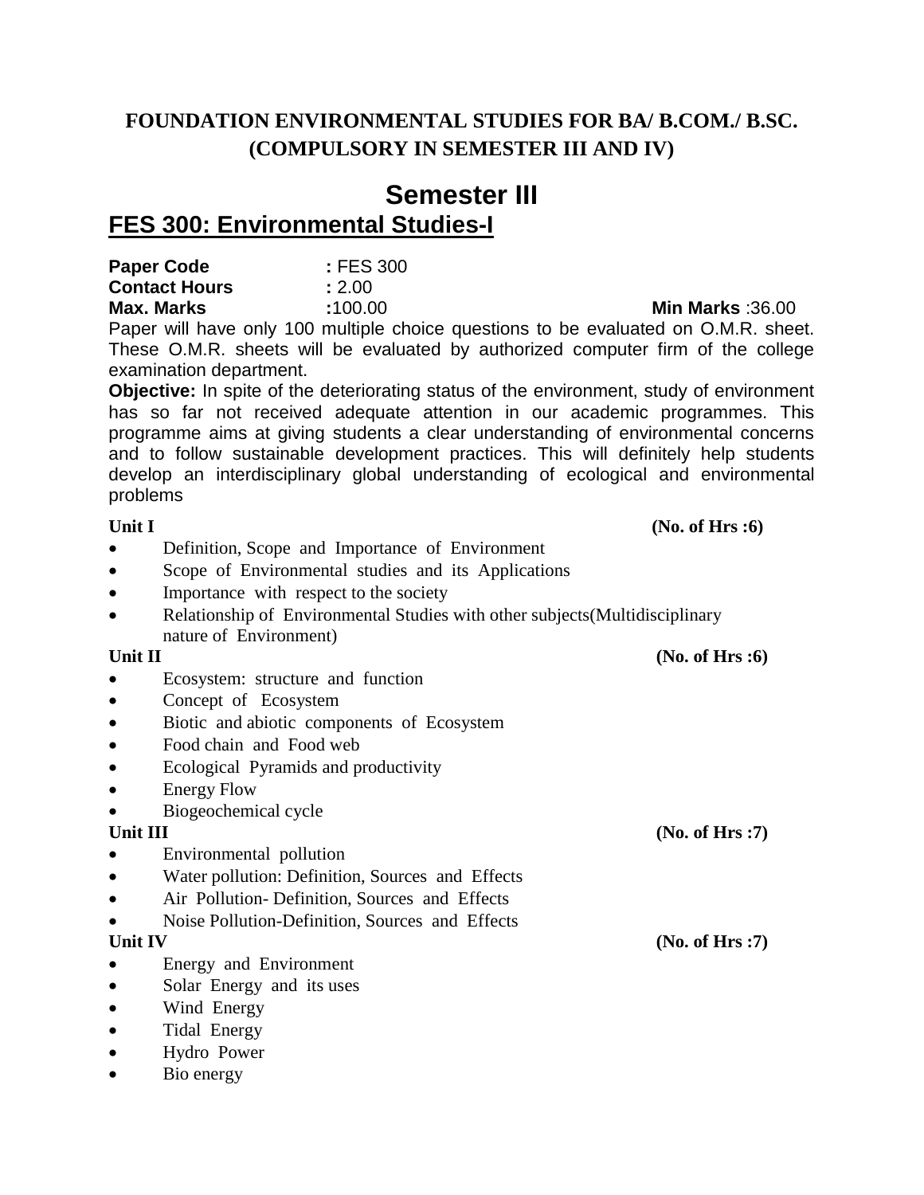# FOUNDATION ENVIRONMENTAL STUDIES FOR BA/ B.COM./ B.SC. (COMPULSORY IN SEMESTER III AND IV)

## Semester III

## FES 300: Environmental Studies-I

**Paper Code** **:** FES 300
**Contact Hours** **:** 2.00
**Max. Marks** **:**100.00 **Min Marks** :36.00

Paper will have only 100 multiple choice questions to be evaluated on O.M.R. sheet. These O.M.R. sheets will be evaluated by authorized computer firm of the college examination department.

**Objective:** In spite of the deteriorating status of the environment, study of environment has so far not received adequate attention in our academic programmes. This programme aims at giving students a clear understanding of environmental concerns and to follow sustainable development practices. This will definitely help students develop an interdisciplinary global understanding of ecological and environmental problems

**Unit I** **(No. of Hrs :6)**

- Definition, Scope and Importance of Environment
- Scope of Environmental studies and its Applications
- Importance with respect to the society
- Relationship of Environmental Studies with other subjects(Multidisciplinary nature of Environment)

**Unit II** **(No. of Hrs :6)**

- Ecosystem: structure and function
- Concept of Ecosystem
- Biotic and abiotic components of Ecosystem
- Food chain and Food web
- Ecological Pyramids and productivity
- Energy Flow
- Biogeochemical cycle

**Unit III** **(No. of Hrs :7)**

- Environmental pollution
- Water pollution: Definition, Sources and Effects
- Air Pollution- Definition, Sources and Effects
- Noise Pollution-Definition, Sources and Effects

**Unit IV** **(No. of Hrs :7)**

- Energy and Environment
- Solar Energy and its uses
- Wind Energy
- Tidal Energy
- Hydro Power
- Bio energy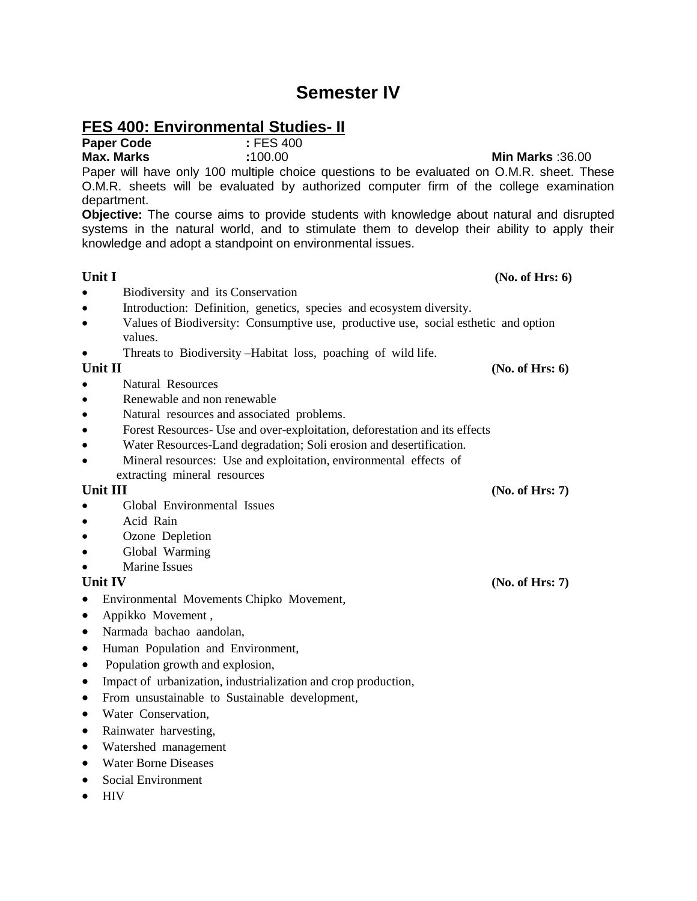# Semester IV

## FES 400: Environmental Studies- II

**Paper Code** : FES 400
**Max. Marks** :100.00 **Min Marks** :36.00

Paper will have only 100 multiple choice questions to be evaluated on O.M.R. sheet. These O.M.R. sheets will be evaluated by authorized computer firm of the college examination department.

**Objective:** The course aims to provide students with knowledge about natural and disrupted systems in the natural world, and to stimulate them to develop their ability to apply their knowledge and adopt a standpoint on environmental issues.

**Unit I** **(No. of Hrs: 6)**

- Biodiversity and its Conservation
- Introduction: Definition, genetics, species and ecosystem diversity.
- Values of Biodiversity: Consumptive use, productive use, social esthetic and option values.
- Threats to Biodiversity –Habitat loss, poaching of wild life.

**Unit II** **(No. of Hrs: 6)**

- Natural Resources
- Renewable and non renewable
- Natural resources and associated problems.
- Forest Resources- Use and over-exploitation, deforestation and its effects
- Water Resources-Land degradation; Soli erosion and desertification.
- Mineral resources: Use and exploitation, environmental effects of extracting mineral resources

**Unit III** **(No. of Hrs: 7)**

- Global Environmental Issues
- Acid Rain
- Ozone Depletion
- Global Warming
- Marine Issues

**Unit IV** **(No. of Hrs: 7)**

- Environmental Movements Chipko Movement,
- Appikko Movement ,
- Narmada bachao aandolan,
- Human Population and Environment,
- Population growth and explosion,
- Impact of urbanization, industrialization and crop production,
- From unsustainable to Sustainable development,
- Water Conservation,
- Rainwater harvesting,
- Watershed management
- Water Borne Diseases
- Social Environment
- HIV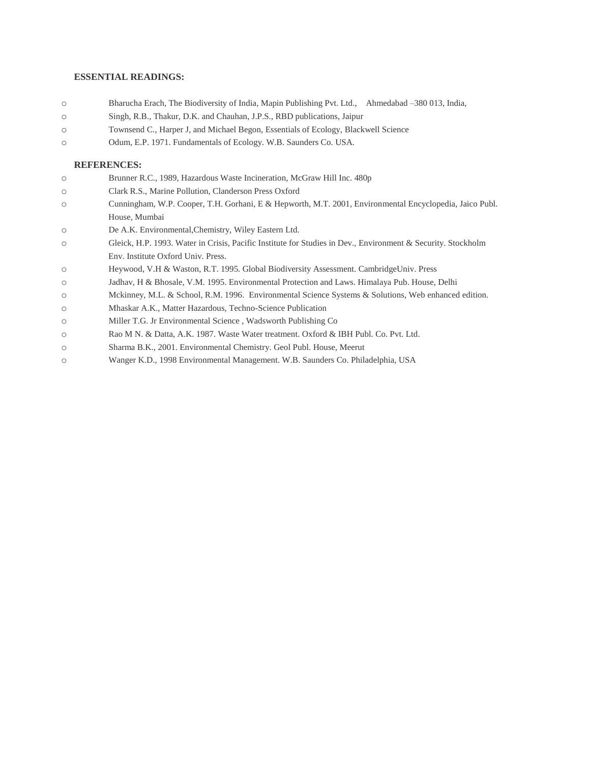**ESSENTIAL READINGS:**

- Bharucha Erach, The Biodiversity of India, Mapin Publishing Pvt. Ltd., Ahmedabad –380 013, India,
- Singh, R.B., Thakur, D.K. and Chauhan, J.P.S., RBD publications, Jaipur
- Townsend C., Harper J, and Michael Begon, Essentials of Ecology, Blackwell Science
- Odum, E.P. 1971. Fundamentals of Ecology. W.B. Saunders Co. USA.

**REFERENCES:**

- Brunner R.C., 1989, Hazardous Waste Incineration, McGraw Hill Inc. 480p
- Clark R.S., Marine Pollution, Clanderson Press Oxford
- Cunningham, W.P. Cooper, T.H. Gorhani, E & Hepworth, M.T. 2001, Environmental Encyclopedia, Jaico Publ. House, Mumbai
- De A.K. Environmental,Chemistry, Wiley Eastern Ltd.
- Gleick, H.P. 1993. Water in Crisis, Pacific Institute for Studies in Dev., Environment & Security. Stockholm Env. Institute Oxford Univ. Press.
- Heywood, V.H & Waston, R.T. 1995. Global Biodiversity Assessment. CambridgeUniv. Press
- Jadhav, H & Bhosale, V.M. 1995. Environmental Protection and Laws. Himalaya Pub. House, Delhi
- Mckinney, M.L. & School, R.M. 1996. Environmental Science Systems & Solutions, Web enhanced edition.
- Mhaskar A.K., Matter Hazardous, Techno-Science Publication
- Miller T.G. Jr Environmental Science , Wadsworth Publishing Co
- Rao M N. & Datta, A.K. 1987. Waste Water treatment. Oxford & IBH Publ. Co. Pvt. Ltd.
- Sharma B.K., 2001. Environmental Chemistry. Geol Publ. House, Meerut
- Wanger K.D., 1998 Environmental Management. W.B. Saunders Co. Philadelphia, USA